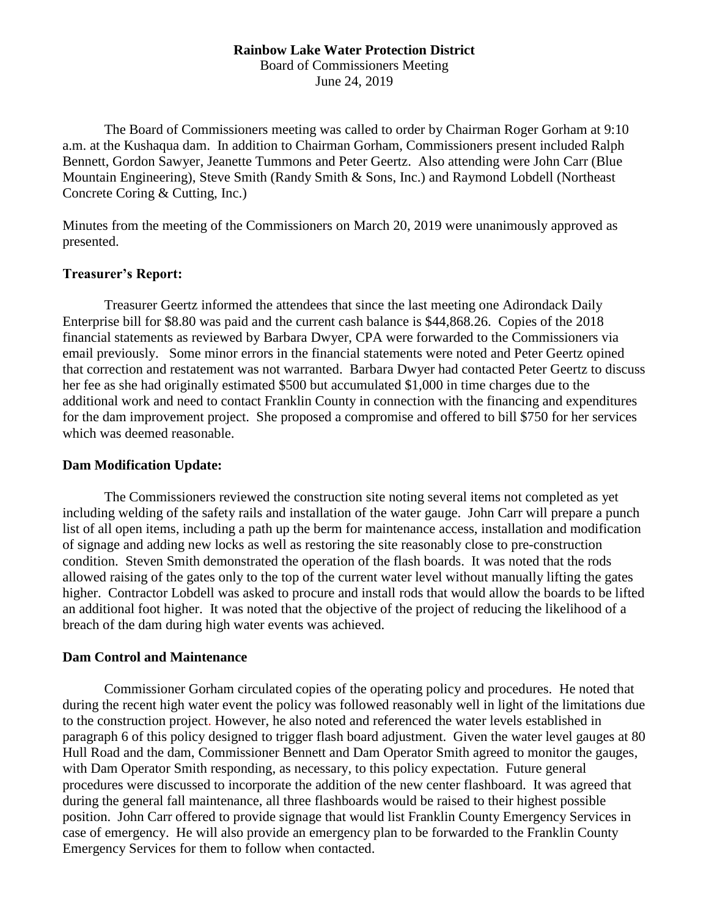**Rainbow Lake Water Protection District**

Board of Commissioners Meeting

June 24, 2019

The Board of Commissioners meeting was called to order by Chairman Roger Gorham at 9:10 a.m. at the Kushaqua dam. In addition to Chairman Gorham, Commissioners present included Ralph Bennett, Gordon Sawyer, Jeanette Tummons and Peter Geertz. Also attending were John Carr (Blue Mountain Engineering), Steve Smith (Randy Smith & Sons, Inc.) and Raymond Lobdell (Northeast Concrete Coring & Cutting, Inc.)

Minutes from the meeting of the Commissioners on March 20, 2019 were unanimously approved as presented.

### Treasurer's Report:

Treasurer Geertz informed the attendees that since the last meeting one Adirondack Daily Enterprise bill for $8.80 was paid and the current cash balance is $44,868.26. Copies of the 2018 financial statements as reviewed by Barbara Dwyer, CPA were forwarded to the Commissioners via email previously. Some minor errors in the financial statements were noted and Peter Geertz opined that correction and restatement was not warranted. Barbara Dwyer had contacted Peter Geertz to discuss her fee as she had originally estimated $500 but accumulated $1,000 in time charges due to the additional work and need to contact Franklin County in connection with the financing and expenditures for the dam improvement project. She proposed a compromise and offered to bill $750 for her services which was deemed reasonable.

### Dam Modification Update:

The Commissioners reviewed the construction site noting several items not completed as yet including welding of the safety rails and installation of the water gauge. John Carr will prepare a punch list of all open items, including a path up the berm for maintenance access, installation and modification of signage and adding new locks as well as restoring the site reasonably close to pre-construction condition. Steven Smith demonstrated the operation of the flash boards. It was noted that the rods allowed raising of the gates only to the top of the current water level without manually lifting the gates higher. Contractor Lobdell was asked to procure and install rods that would allow the boards to be lifted an additional foot higher. It was noted that the objective of the project of reducing the likelihood of a breach of the dam during high water events was achieved.

### Dam Control and Maintenance

Commissioner Gorham circulated copies of the operating policy and procedures. He noted that during the recent high water event the policy was followed reasonably well in light of the limitations due to the construction project. However, he also noted and referenced the water levels established in paragraph 6 of this policy designed to trigger flash board adjustment. Given the water level gauges at 80 Hull Road and the dam, Commissioner Bennett and Dam Operator Smith agreed to monitor the gauges, with Dam Operator Smith responding, as necessary, to this policy expectation. Future general procedures were discussed to incorporate the addition of the new center flashboard. It was agreed that during the general fall maintenance, all three flashboards would be raised to their highest possible position. John Carr offered to provide signage that would list Franklin County Emergency Services in case of emergency. He will also provide an emergency plan to be forwarded to the Franklin County Emergency Services for them to follow when contacted.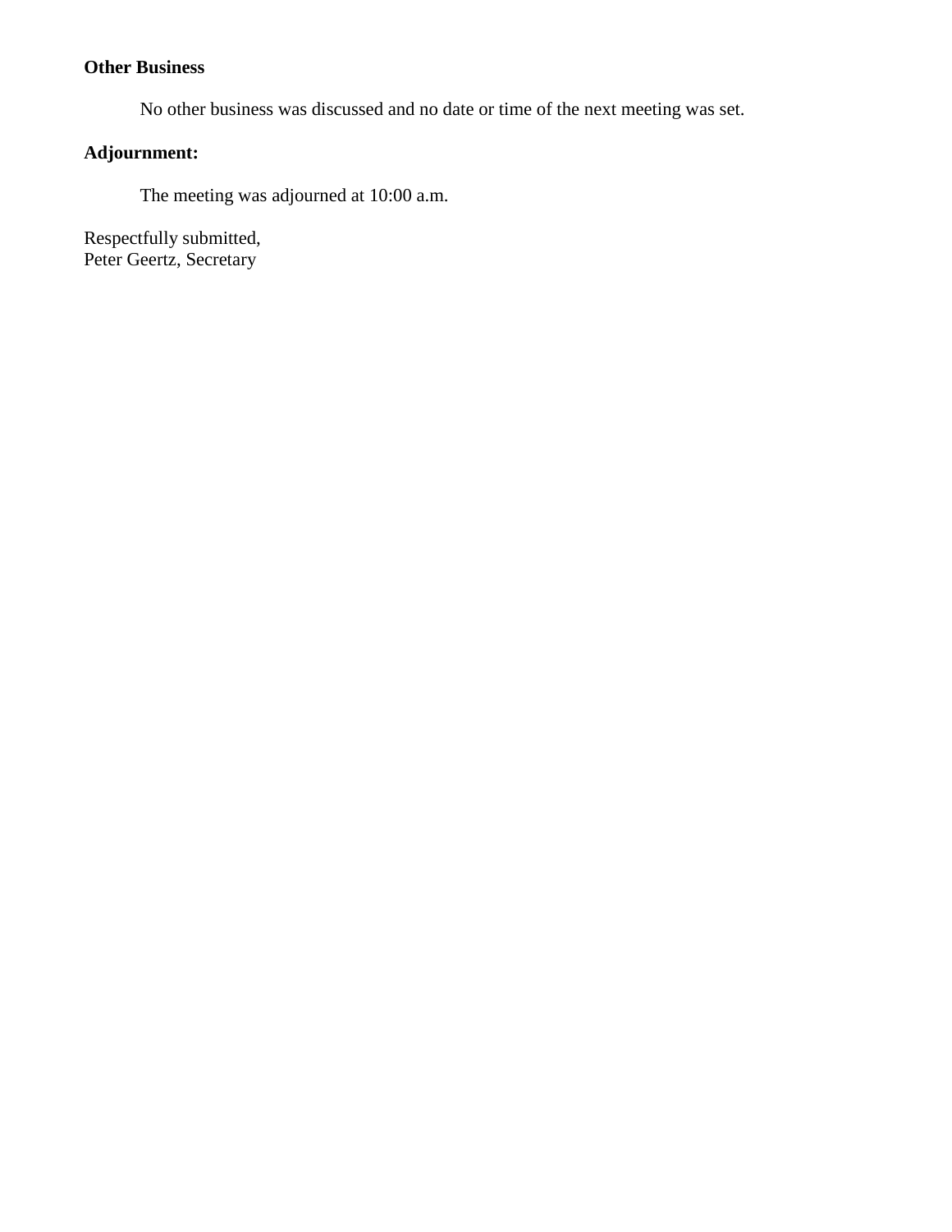**Other Business**

No other business was discussed and no date or time of the next meeting was set.

**Adjournment:**

The meeting was adjourned at 10:00 a.m.

Respectfully submitted,
Peter Geertz, Secretary